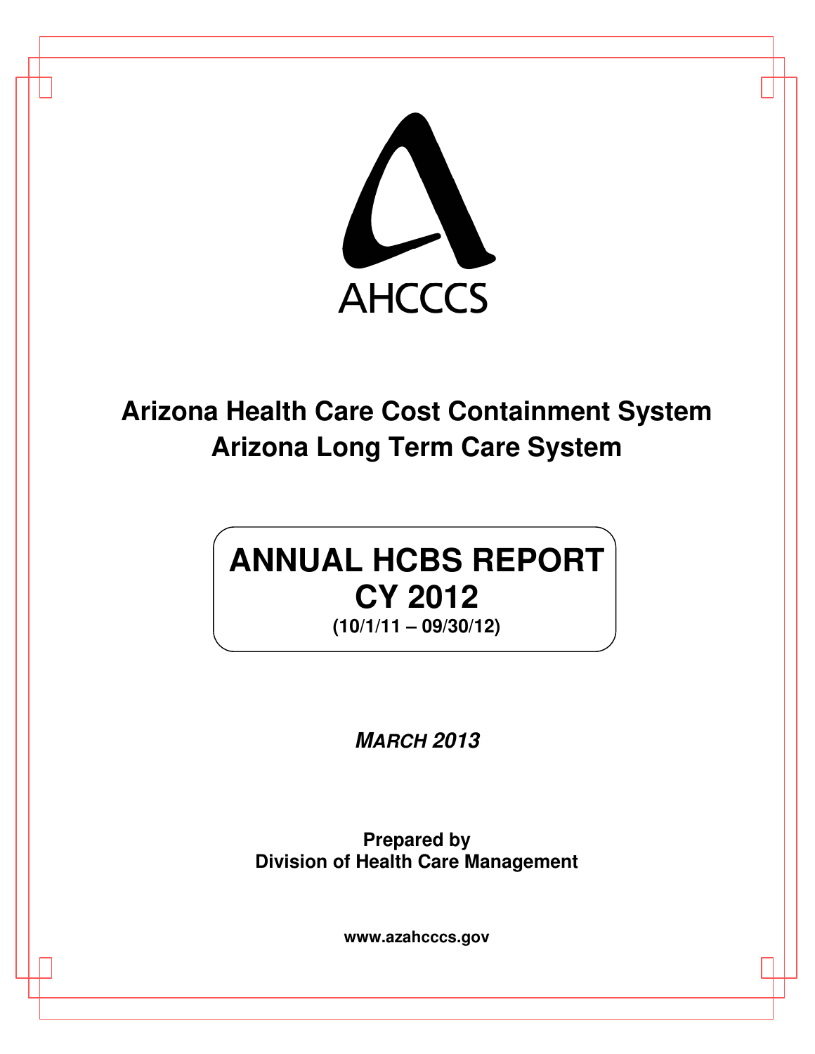AHCCCS

# Arizona Health Care Cost Containment System
# Arizona Long Term Care System

## ANNUAL HCBS REPORT
## CY 2012
**(10/1/11 – 09/30/12)**

***MARCH 2013***

**Prepared by**
**Division of Health Care Management**

**www.azahcccs.gov**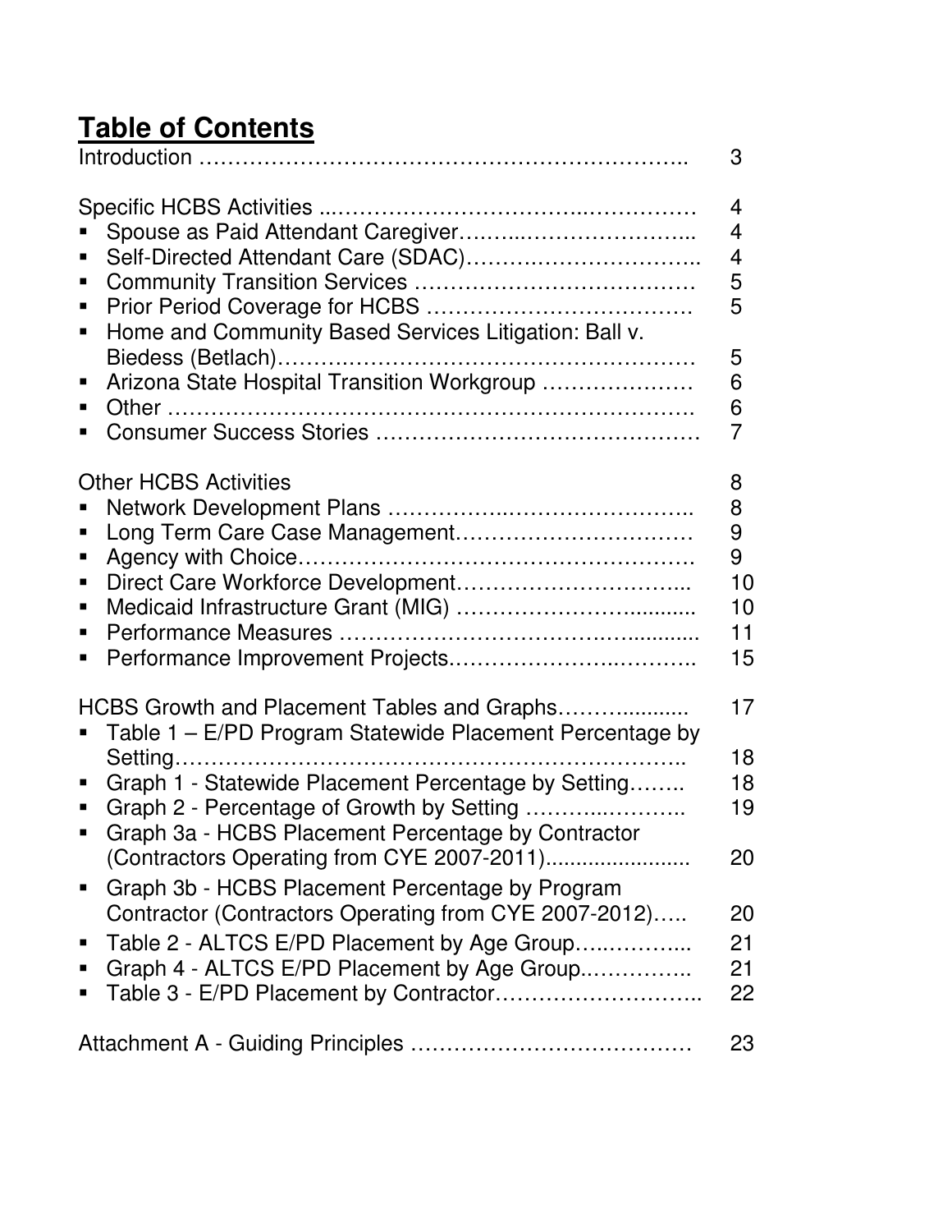# Table of Contents

| | |
|---|---|
| Introduction | 3 |
| | |
| Specific HCBS Activities | 4 |
| ▪ Spouse as Paid Attendant Caregiver | 4 |
| ▪ Self-Directed Attendant Care (SDAC) | 4 |
| ▪ Community Transition Services | 5 |
| ▪ Prior Period Coverage for HCBS | 5 |
| ▪ Home and Community Based Services Litigation: Ball v. Biedess (Betlach) | 5 |
| ▪ Arizona State Hospital Transition Workgroup | 6 |
| ▪ Other | 6 |
| ▪ Consumer Success Stories | 7 |
| | |
| Other HCBS Activities | 8 |
| ▪ Network Development Plans | 8 |
| ▪ Long Term Care Case Management | 9 |
| ▪ Agency with Choice | 9 |
| ▪ Direct Care Workforce Development | 10 |
| ▪ Medicaid Infrastructure Grant (MIG) | 10 |
| ▪ Performance Measures | 11 |
| ▪ Performance Improvement Projects | 15 |
| | |
| HCBS Growth and Placement Tables and Graphs | 17 |
| ▪ Table 1 – E/PD Program Statewide Placement Percentage by Setting | 18 |
| ▪ Graph 1 - Statewide Placement Percentage by Setting | 18 |
| ▪ Graph 2 - Percentage of Growth by Setting | 19 |
| ▪ Graph 3a - HCBS Placement Percentage by Contractor (Contractors Operating from CYE 2007-2011) | 20 |
| ▪ Graph 3b - HCBS Placement Percentage by Program Contractor (Contractors Operating from CYE 2007-2012) | 20 |
| ▪ Table 2 - ALTCS E/PD Placement by Age Group | 21 |
| ▪ Graph 4 - ALTCS E/PD Placement by Age Group | 21 |
| ▪ Table 3 - E/PD Placement by Contractor | 22 |
| | |
| Attachment A - Guiding Principles | 23 |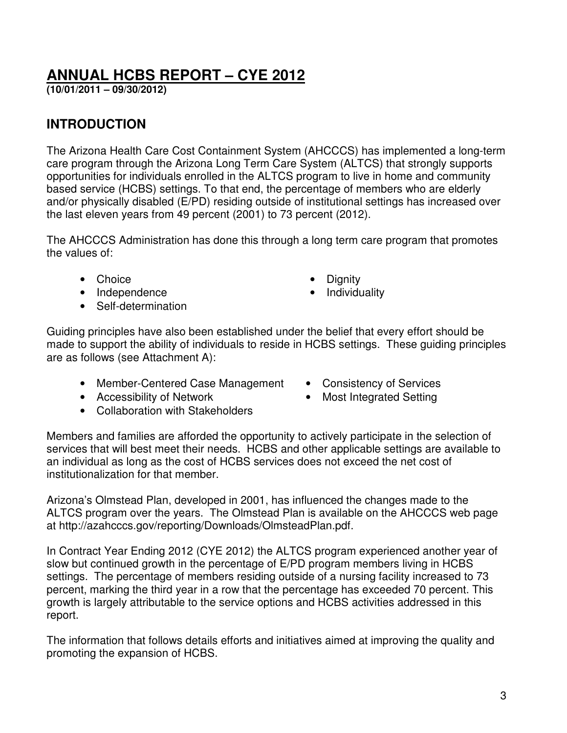# ANNUAL HCBS REPORT – CYE 2012

**(10/01/2011 – 09/30/2012)**

## INTRODUCTION

The Arizona Health Care Cost Containment System (AHCCCS) has implemented a long-term care program through the Arizona Long Term Care System (ALTCS) that strongly supports opportunities for individuals enrolled in the ALTCS program to live in home and community based service (HCBS) settings. To that end, the percentage of members who are elderly and/or physically disabled (E/PD) residing outside of institutional settings has increased over the last eleven years from 49 percent (2001) to 73 percent (2012).

The AHCCCS Administration has done this through a long term care program that promotes the values of:

- Choice
- Independence
- Self-determination
- Dignity
- Individuality

Guiding principles have also been established under the belief that every effort should be made to support the ability of individuals to reside in HCBS settings. These guiding principles are as follows (see Attachment A):

- Member-Centered Case Management
- Accessibility of Network
- Collaboration with Stakeholders
- Consistency of Services
- Most Integrated Setting

Members and families are afforded the opportunity to actively participate in the selection of services that will best meet their needs. HCBS and other applicable settings are available to an individual as long as the cost of HCBS services does not exceed the net cost of institutionalization for that member.

Arizona's Olmstead Plan, developed in 2001, has influenced the changes made to the ALTCS program over the years. The Olmstead Plan is available on the AHCCCS web page at http://azahcccs.gov/reporting/Downloads/OlmsteadPlan.pdf.

In Contract Year Ending 2012 (CYE 2012) the ALTCS program experienced another year of slow but continued growth in the percentage of E/PD program members living in HCBS settings. The percentage of members residing outside of a nursing facility increased to 73 percent, marking the third year in a row that the percentage has exceeded 70 percent. This growth is largely attributable to the service options and HCBS activities addressed in this report.

The information that follows details efforts and initiatives aimed at improving the quality and promoting the expansion of HCBS.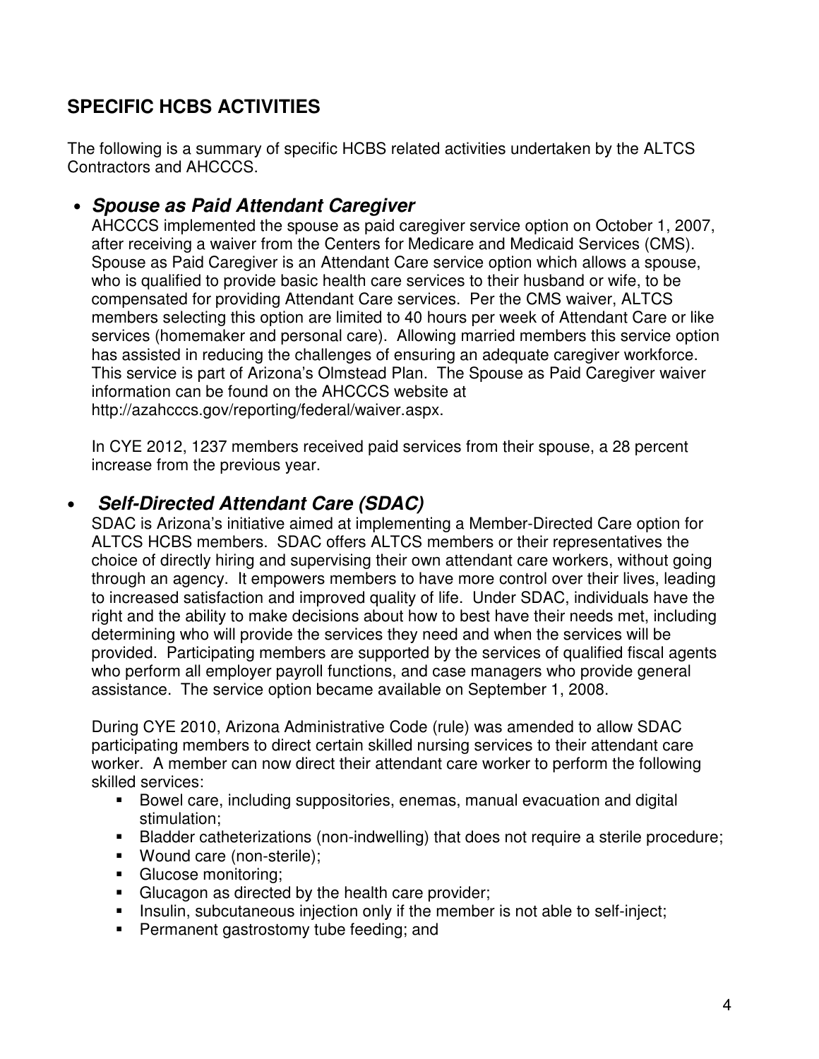## SPECIFIC HCBS ACTIVITIES

The following is a summary of specific HCBS related activities undertaken by the ALTCS Contractors and AHCCCS.

- ***Spouse as Paid Attendant Caregiver***

  AHCCCS implemented the spouse as paid caregiver service option on October 1, 2007, after receiving a waiver from the Centers for Medicare and Medicaid Services (CMS). Spouse as Paid Caregiver is an Attendant Care service option which allows a spouse, who is qualified to provide basic health care services to their husband or wife, to be compensated for providing Attendant Care services. Per the CMS waiver, ALTCS members selecting this option are limited to 40 hours per week of Attendant Care or like services (homemaker and personal care). Allowing married members this service option has assisted in reducing the challenges of ensuring an adequate caregiver workforce. This service is part of Arizona's Olmstead Plan. The Spouse as Paid Caregiver waiver information can be found on the AHCCCS website at http://azahcccs.gov/reporting/federal/waiver.aspx.

  In CYE 2012, 1237 members received paid services from their spouse, a 28 percent increase from the previous year.

- ***Self-Directed Attendant Care (SDAC)***

  SDAC is Arizona's initiative aimed at implementing a Member-Directed Care option for ALTCS HCBS members. SDAC offers ALTCS members or their representatives the choice of directly hiring and supervising their own attendant care workers, without going through an agency. It empowers members to have more control over their lives, leading to increased satisfaction and improved quality of life. Under SDAC, individuals have the right and the ability to make decisions about how to best have their needs met, including determining who will provide the services they need and when the services will be provided. Participating members are supported by the services of qualified fiscal agents who perform all employer payroll functions, and case managers who provide general assistance. The service option became available on September 1, 2008.

  During CYE 2010, Arizona Administrative Code (rule) was amended to allow SDAC participating members to direct certain skilled nursing services to their attendant care worker. A member can now direct their attendant care worker to perform the following skilled services:

  - Bowel care, including suppositories, enemas, manual evacuation and digital stimulation;
  - Bladder catheterizations (non-indwelling) that does not require a sterile procedure;
  - Wound care (non-sterile);
  - Glucose monitoring;
  - Glucagon as directed by the health care provider;
  - Insulin, subcutaneous injection only if the member is not able to self-inject;
  - Permanent gastrostomy tube feeding; and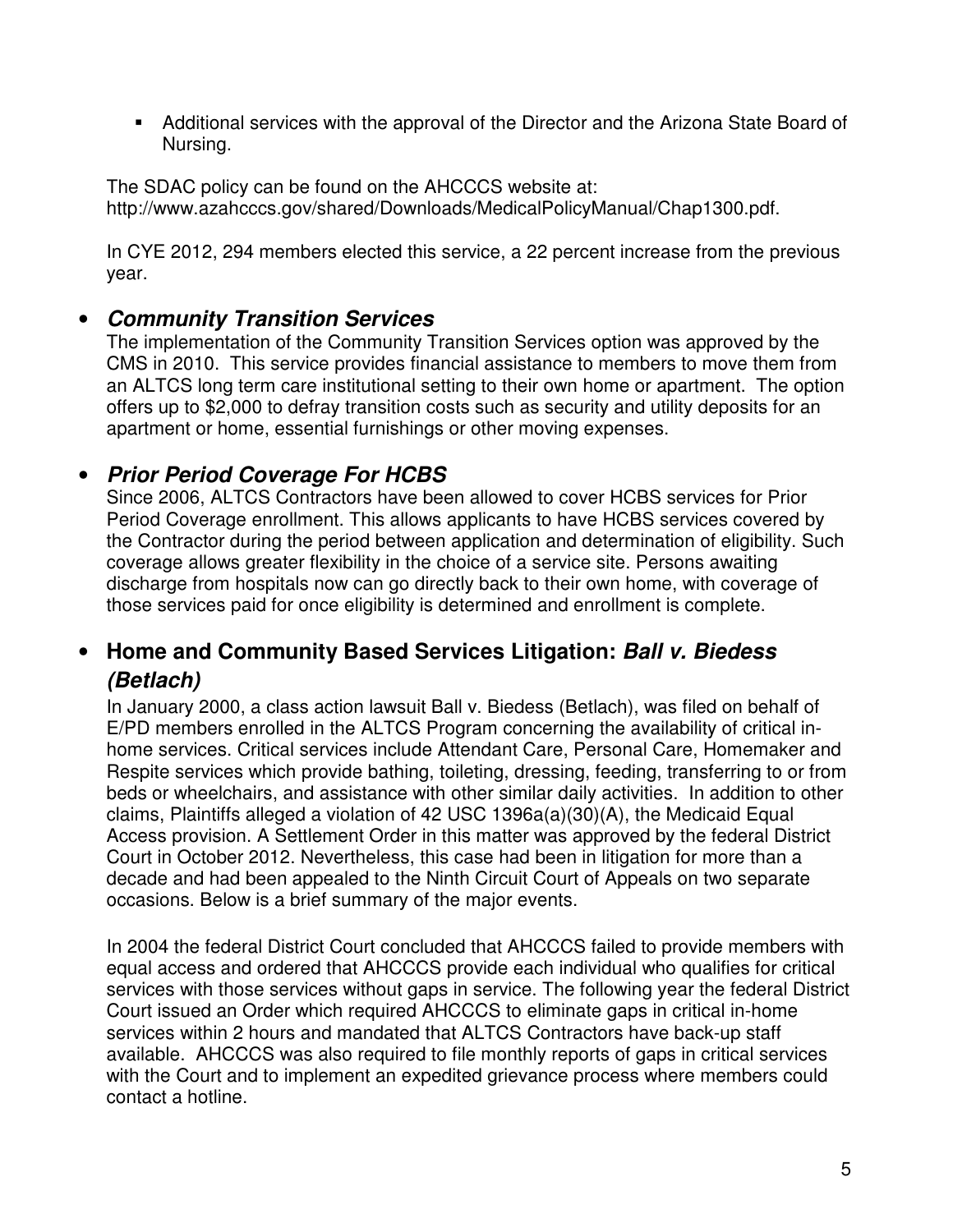- Additional services with the approval of the Director and the Arizona State Board of Nursing.

The SDAC policy can be found on the AHCCCS website at: http://www.azahcccs.gov/shared/Downloads/MedicalPolicyManual/Chap1300.pdf.

In CYE 2012, 294 members elected this service, a 22 percent increase from the previous year.

- ***Community Transition Services***

  The implementation of the Community Transition Services option was approved by the CMS in 2010. This service provides financial assistance to members to move them from an ALTCS long term care institutional setting to their own home or apartment. The option offers up to $2,000 to defray transition costs such as security and utility deposits for an apartment or home, essential furnishings or other moving expenses.

- ***Prior Period Coverage For HCBS***

  Since 2006, ALTCS Contractors have been allowed to cover HCBS services for Prior Period Coverage enrollment. This allows applicants to have HCBS services covered by the Contractor during the period between application and determination of eligibility. Such coverage allows greater flexibility in the choice of a service site. Persons awaiting discharge from hospitals now can go directly back to their own home, with coverage of those services paid for once eligibility is determined and enrollment is complete.

- **Home and Community Based Services Litigation: *Ball v. Biedess (Betlach)***

  In January 2000, a class action lawsuit Ball v. Biedess (Betlach), was filed on behalf of E/PD members enrolled in the ALTCS Program concerning the availability of critical in-home services. Critical services include Attendant Care, Personal Care, Homemaker and Respite services which provide bathing, toileting, dressing, feeding, transferring to or from beds or wheelchairs, and assistance with other similar daily activities. In addition to other claims, Plaintiffs alleged a violation of 42 USC 1396a(a)(30)(A), the Medicaid Equal Access provision. A Settlement Order in this matter was approved by the federal District Court in October 2012. Nevertheless, this case had been in litigation for more than a decade and had been appealed to the Ninth Circuit Court of Appeals on two separate occasions. Below is a brief summary of the major events.

  In 2004 the federal District Court concluded that AHCCCS failed to provide members with equal access and ordered that AHCCCS provide each individual who qualifies for critical services with those services without gaps in service. The following year the federal District Court issued an Order which required AHCCCS to eliminate gaps in critical in-home services within 2 hours and mandated that ALTCS Contractors have back-up staff available. AHCCCS was also required to file monthly reports of gaps in critical services with the Court and to implement an expedited grievance process where members could contact a hotline.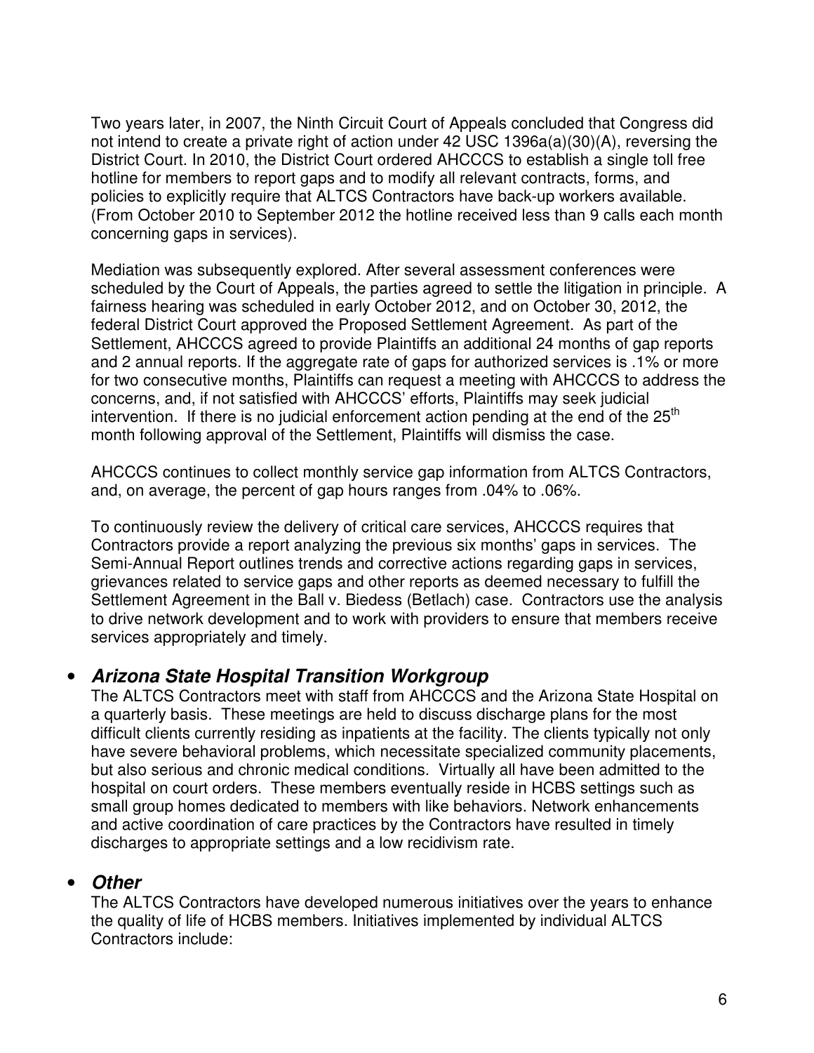Two years later, in 2007, the Ninth Circuit Court of Appeals concluded that Congress did not intend to create a private right of action under 42 USC 1396a(a)(30)(A), reversing the District Court. In 2010, the District Court ordered AHCCCS to establish a single toll free hotline for members to report gaps and to modify all relevant contracts, forms, and policies to explicitly require that ALTCS Contractors have back-up workers available. (From October 2010 to September 2012 the hotline received less than 9 calls each month concerning gaps in services).

Mediation was subsequently explored. After several assessment conferences were scheduled by the Court of Appeals, the parties agreed to settle the litigation in principle. A fairness hearing was scheduled in early October 2012, and on October 30, 2012, the federal District Court approved the Proposed Settlement Agreement. As part of the Settlement, AHCCCS agreed to provide Plaintiffs an additional 24 months of gap reports and 2 annual reports. If the aggregate rate of gaps for authorized services is .1% or more for two consecutive months, Plaintiffs can request a meeting with AHCCCS to address the concerns, and, if not satisfied with AHCCCS' efforts, Plaintiffs may seek judicial intervention. If there is no judicial enforcement action pending at the end of the 25th month following approval of the Settlement, Plaintiffs will dismiss the case.

AHCCCS continues to collect monthly service gap information from ALTCS Contractors, and, on average, the percent of gap hours ranges from .04% to .06%.

To continuously review the delivery of critical care services, AHCCCS requires that Contractors provide a report analyzing the previous six months' gaps in services. The Semi-Annual Report outlines trends and corrective actions regarding gaps in services, grievances related to service gaps and other reports as deemed necessary to fulfill the Settlement Agreement in the Ball v. Biedess (Betlach) case. Contractors use the analysis to drive network development and to work with providers to ensure that members receive services appropriately and timely.

- ***Arizona State Hospital Transition Workgroup***

  The ALTCS Contractors meet with staff from AHCCCS and the Arizona State Hospital on a quarterly basis. These meetings are held to discuss discharge plans for the most difficult clients currently residing as inpatients at the facility. The clients typically not only have severe behavioral problems, which necessitate specialized community placements, but also serious and chronic medical conditions. Virtually all have been admitted to the hospital on court orders. These members eventually reside in HCBS settings such as small group homes dedicated to members with like behaviors. Network enhancements and active coordination of care practices by the Contractors have resulted in timely discharges to appropriate settings and a low recidivism rate.

- ***Other***

  The ALTCS Contractors have developed numerous initiatives over the years to enhance the quality of life of HCBS members. Initiatives implemented by individual ALTCS Contractors include: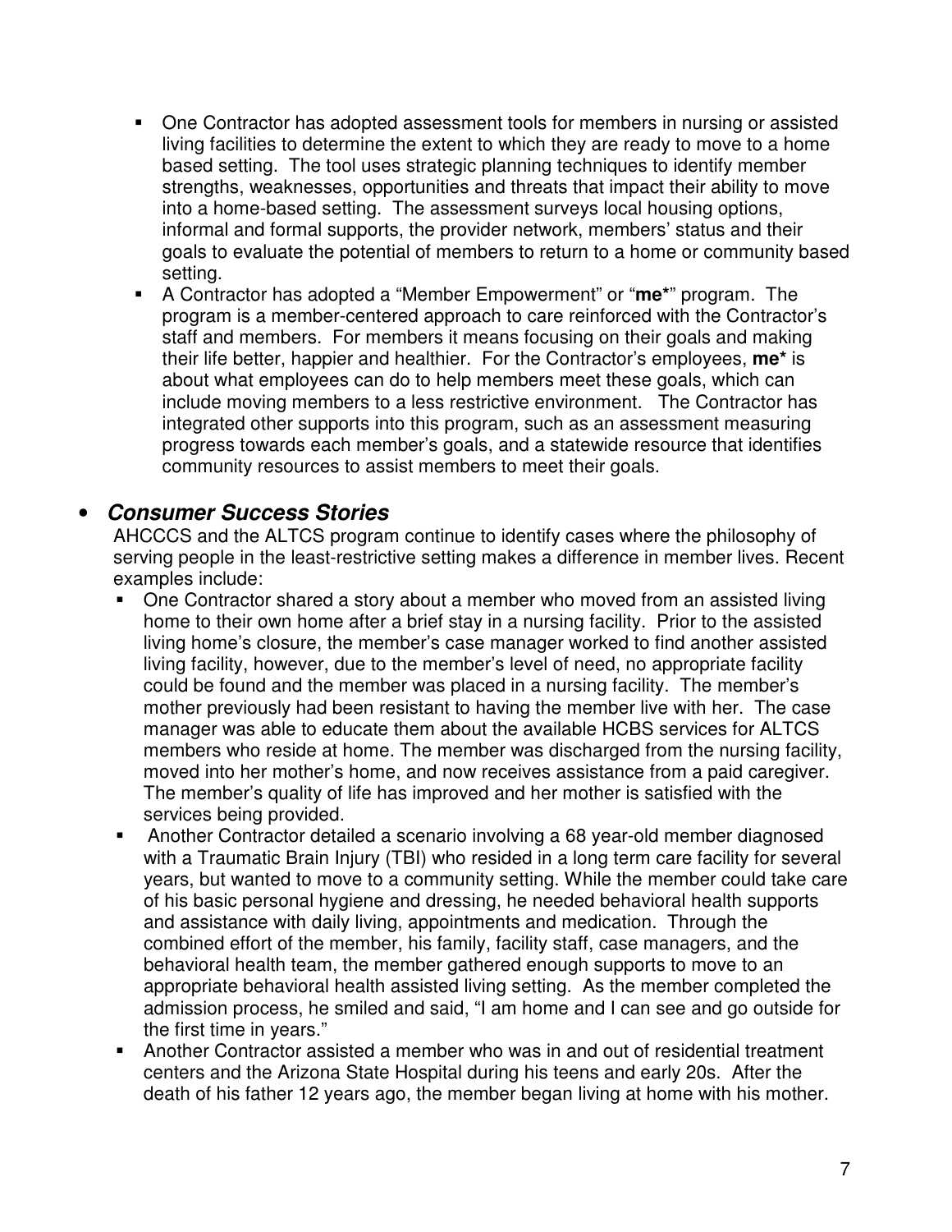- One Contractor has adopted assessment tools for members in nursing or assisted living facilities to determine the extent to which they are ready to move to a home based setting. The tool uses strategic planning techniques to identify member strengths, weaknesses, opportunities and threats that impact their ability to move into a home-based setting. The assessment surveys local housing options, informal and formal supports, the provider network, members' status and their goals to evaluate the potential of members to return to a home or community based setting.
- A Contractor has adopted a "Member Empowerment" or "**me***" program. The program is a member-centered approach to care reinforced with the Contractor's staff and members. For members it means focusing on their goals and making their life better, happier and healthier. For the Contractor's employees, **me*** is about what employees can do to help members meet these goals, which can include moving members to a less restrictive environment. The Contractor has integrated other supports into this program, such as an assessment measuring progress towards each member's goals, and a statewide resource that identifies community resources to assist members to meet their goals.

- ***Consumer Success Stories***

  AHCCCS and the ALTCS program continue to identify cases where the philosophy of serving people in the least-restrictive setting makes a difference in member lives. Recent examples include:

  - One Contractor shared a story about a member who moved from an assisted living home to their own home after a brief stay in a nursing facility. Prior to the assisted living home's closure, the member's case manager worked to find another assisted living facility, however, due to the member's level of need, no appropriate facility could be found and the member was placed in a nursing facility. The member's mother previously had been resistant to having the member live with her. The case manager was able to educate them about the available HCBS services for ALTCS members who reside at home. The member was discharged from the nursing facility, moved into her mother's home, and now receives assistance from a paid caregiver. The member's quality of life has improved and her mother is satisfied with the services being provided.
  - Another Contractor detailed a scenario involving a 68 year-old member diagnosed with a Traumatic Brain Injury (TBI) who resided in a long term care facility for several years, but wanted to move to a community setting. While the member could take care of his basic personal hygiene and dressing, he needed behavioral health supports and assistance with daily living, appointments and medication. Through the combined effort of the member, his family, facility staff, case managers, and the behavioral health team, the member gathered enough supports to move to an appropriate behavioral health assisted living setting. As the member completed the admission process, he smiled and said, "I am home and I can see and go outside for the first time in years."
  - Another Contractor assisted a member who was in and out of residential treatment centers and the Arizona State Hospital during his teens and early 20s. After the death of his father 12 years ago, the member began living at home with his mother.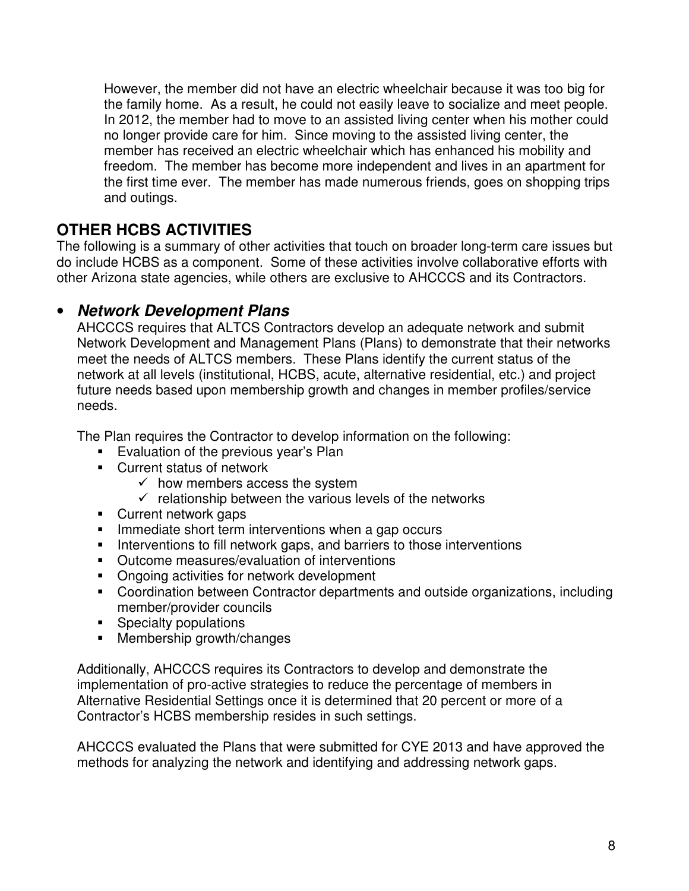However, the member did not have an electric wheelchair because it was too big for the family home. As a result, he could not easily leave to socialize and meet people. In 2012, the member had to move to an assisted living center when his mother could no longer provide care for him. Since moving to the assisted living center, the member has received an electric wheelchair which has enhanced his mobility and freedom. The member has become more independent and lives in an apartment for the first time ever. The member has made numerous friends, goes on shopping trips and outings.

## OTHER HCBS ACTIVITIES

The following is a summary of other activities that touch on broader long-term care issues but do include HCBS as a component. Some of these activities involve collaborative efforts with other Arizona state agencies, while others are exclusive to AHCCCS and its Contractors.

- ***Network Development Plans***

  AHCCCS requires that ALTCS Contractors develop an adequate network and submit Network Development and Management Plans (Plans) to demonstrate that their networks meet the needs of ALTCS members. These Plans identify the current status of the network at all levels (institutional, HCBS, acute, alternative residential, etc.) and project future needs based upon membership growth and changes in member profiles/service needs.

  The Plan requires the Contractor to develop information on the following:

  - Evaluation of the previous year's Plan
  - Current status of network
    - ✓ how members access the system
    - ✓ relationship between the various levels of the networks
  - Current network gaps
  - Immediate short term interventions when a gap occurs
  - Interventions to fill network gaps, and barriers to those interventions
  - Outcome measures/evaluation of interventions
  - Ongoing activities for network development
  - Coordination between Contractor departments and outside organizations, including member/provider councils
  - Specialty populations
  - Membership growth/changes

  Additionally, AHCCCS requires its Contractors to develop and demonstrate the implementation of pro-active strategies to reduce the percentage of members in Alternative Residential Settings once it is determined that 20 percent or more of a Contractor's HCBS membership resides in such settings.

  AHCCCS evaluated the Plans that were submitted for CYE 2013 and have approved the methods for analyzing the network and identifying and addressing network gaps.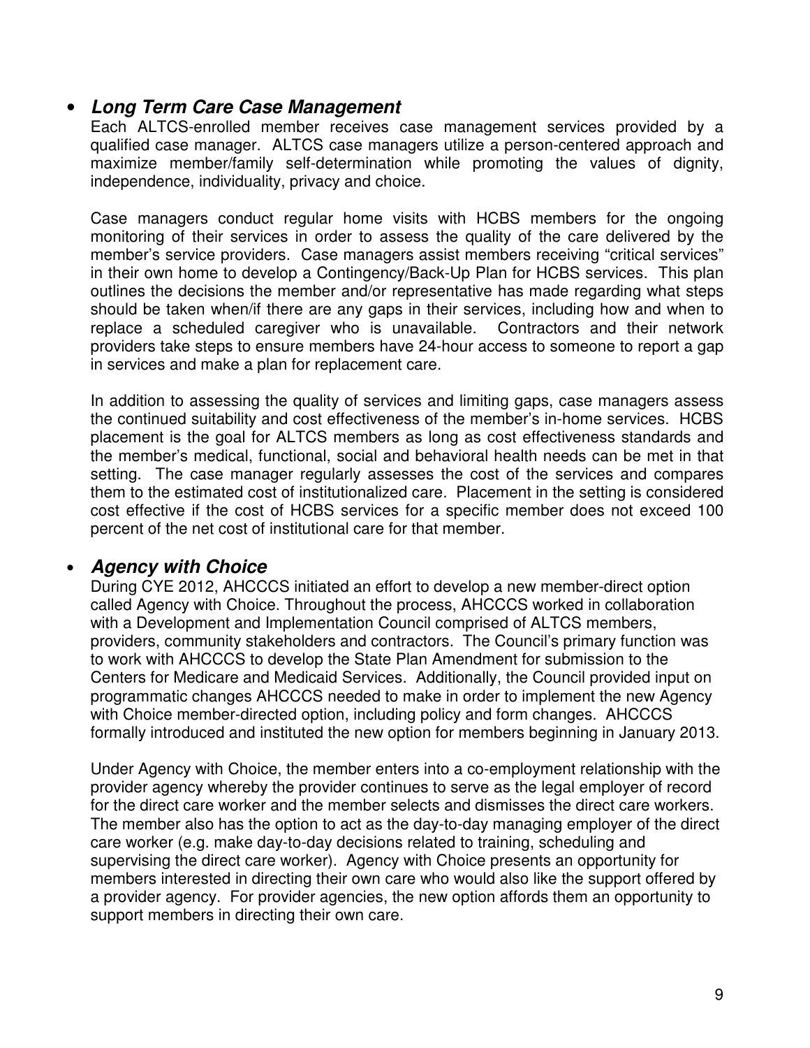- ***Long Term Care Case Management***

  Each ALTCS-enrolled member receives case management services provided by a qualified case manager. ALTCS case managers utilize a person-centered approach and maximize member/family self-determination while promoting the values of dignity, independence, individuality, privacy and choice.

  Case managers conduct regular home visits with HCBS members for the ongoing monitoring of their services in order to assess the quality of the care delivered by the member's service providers. Case managers assist members receiving "critical services" in their own home to develop a Contingency/Back-Up Plan for HCBS services. This plan outlines the decisions the member and/or representative has made regarding what steps should be taken when/if there are any gaps in their services, including how and when to replace a scheduled caregiver who is unavailable. Contractors and their network providers take steps to ensure members have 24-hour access to someone to report a gap in services and make a plan for replacement care.

  In addition to assessing the quality of services and limiting gaps, case managers assess the continued suitability and cost effectiveness of the member's in-home services. HCBS placement is the goal for ALTCS members as long as cost effectiveness standards and the member's medical, functional, social and behavioral health needs can be met in that setting. The case manager regularly assesses the cost of the services and compares them to the estimated cost of institutionalized care. Placement in the setting is considered cost effective if the cost of HCBS services for a specific member does not exceed 100 percent of the net cost of institutional care for that member.

- ***Agency with Choice***

  During CYE 2012, AHCCCS initiated an effort to develop a new member-direct option called Agency with Choice. Throughout the process, AHCCCS worked in collaboration with a Development and Implementation Council comprised of ALTCS members, providers, community stakeholders and contractors. The Council's primary function was to work with AHCCCS to develop the State Plan Amendment for submission to the Centers for Medicare and Medicaid Services. Additionally, the Council provided input on programmatic changes AHCCCS needed to make in order to implement the new Agency with Choice member-directed option, including policy and form changes. AHCCCS formally introduced and instituted the new option for members beginning in January 2013.

  Under Agency with Choice, the member enters into a co-employment relationship with the provider agency whereby the provider continues to serve as the legal employer of record for the direct care worker and the member selects and dismisses the direct care workers. The member also has the option to act as the day-to-day managing employer of the direct care worker (e.g. make day-to-day decisions related to training, scheduling and supervising the direct care worker). Agency with Choice presents an opportunity for members interested in directing their own care who would also like the support offered by a provider agency. For provider agencies, the new option affords them an opportunity to support members in directing their own care.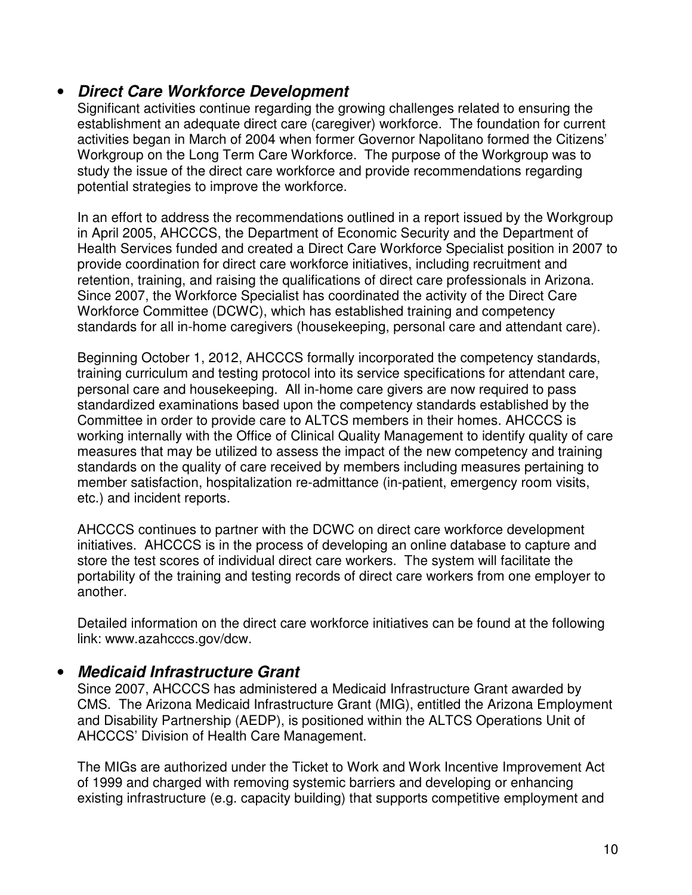- ***Direct Care Workforce Development***

  Significant activities continue regarding the growing challenges related to ensuring the establishment an adequate direct care (caregiver) workforce. The foundation for current activities began in March of 2004 when former Governor Napolitano formed the Citizens' Workgroup on the Long Term Care Workforce. The purpose of the Workgroup was to study the issue of the direct care workforce and provide recommendations regarding potential strategies to improve the workforce.

  In an effort to address the recommendations outlined in a report issued by the Workgroup in April 2005, AHCCCS, the Department of Economic Security and the Department of Health Services funded and created a Direct Care Workforce Specialist position in 2007 to provide coordination for direct care workforce initiatives, including recruitment and retention, training, and raising the qualifications of direct care professionals in Arizona. Since 2007, the Workforce Specialist has coordinated the activity of the Direct Care Workforce Committee (DCWC), which has established training and competency standards for all in-home caregivers (housekeeping, personal care and attendant care).

  Beginning October 1, 2012, AHCCCS formally incorporated the competency standards, training curriculum and testing protocol into its service specifications for attendant care, personal care and housekeeping. All in-home care givers are now required to pass standardized examinations based upon the competency standards established by the Committee in order to provide care to ALTCS members in their homes. AHCCCS is working internally with the Office of Clinical Quality Management to identify quality of care measures that may be utilized to assess the impact of the new competency and training standards on the quality of care received by members including measures pertaining to member satisfaction, hospitalization re-admittance (in-patient, emergency room visits, etc.) and incident reports.

  AHCCCS continues to partner with the DCWC on direct care workforce development initiatives. AHCCCS is in the process of developing an online database to capture and store the test scores of individual direct care workers. The system will facilitate the portability of the training and testing records of direct care workers from one employer to another.

  Detailed information on the direct care workforce initiatives can be found at the following link: www.azahcccs.gov/dcw.

- ***Medicaid Infrastructure Grant***

  Since 2007, AHCCCS has administered a Medicaid Infrastructure Grant awarded by CMS. The Arizona Medicaid Infrastructure Grant (MIG), entitled the Arizona Employment and Disability Partnership (AEDP), is positioned within the ALTCS Operations Unit of AHCCCS' Division of Health Care Management.

  The MIGs are authorized under the Ticket to Work and Work Incentive Improvement Act of 1999 and charged with removing systemic barriers and developing or enhancing existing infrastructure (e.g. capacity building) that supports competitive employment and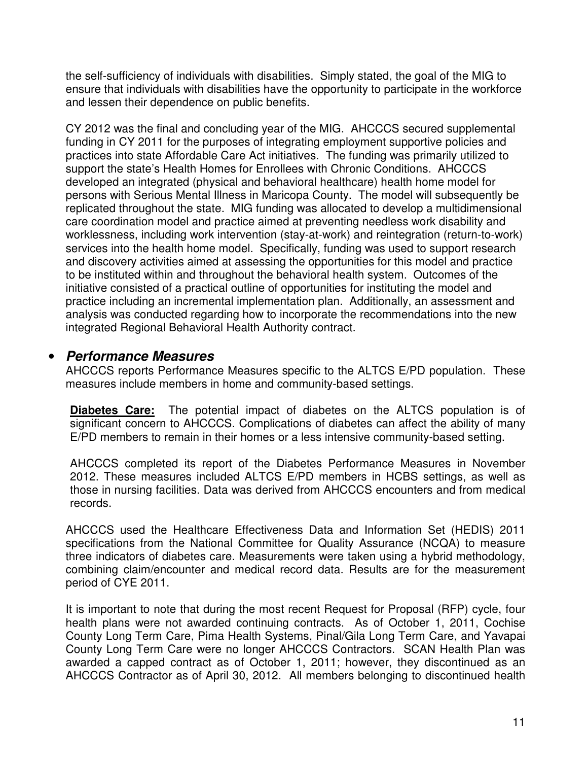the self-sufficiency of individuals with disabilities. Simply stated, the goal of the MIG to ensure that individuals with disabilities have the opportunity to participate in the workforce and lessen their dependence on public benefits.

CY 2012 was the final and concluding year of the MIG. AHCCCS secured supplemental funding in CY 2011 for the purposes of integrating employment supportive policies and practices into state Affordable Care Act initiatives. The funding was primarily utilized to support the state's Health Homes for Enrollees with Chronic Conditions. AHCCCS developed an integrated (physical and behavioral healthcare) health home model for persons with Serious Mental Illness in Maricopa County. The model will subsequently be replicated throughout the state. MIG funding was allocated to develop a multidimensional care coordination model and practice aimed at preventing needless work disability and worklessness, including work intervention (stay-at-work) and reintegration (return-to-work) services into the health home model. Specifically, funding was used to support research and discovery activities aimed at assessing the opportunities for this model and practice to be instituted within and throughout the behavioral health system. Outcomes of the initiative consisted of a practical outline of opportunities for instituting the model and practice including an incremental implementation plan. Additionally, an assessment and analysis was conducted regarding how to incorporate the recommendations into the new integrated Regional Behavioral Health Authority contract.

- ***Performance Measures***

AHCCCS reports Performance Measures specific to the ALTCS E/PD population. These measures include members in home and community-based settings.

**Diabetes Care:** The potential impact of diabetes on the ALTCS population is of significant concern to AHCCCS. Complications of diabetes can affect the ability of many E/PD members to remain in their homes or a less intensive community-based setting.

AHCCCS completed its report of the Diabetes Performance Measures in November 2012. These measures included ALTCS E/PD members in HCBS settings, as well as those in nursing facilities. Data was derived from AHCCCS encounters and from medical records.

AHCCCS used the Healthcare Effectiveness Data and Information Set (HEDIS) 2011 specifications from the National Committee for Quality Assurance (NCQA) to measure three indicators of diabetes care. Measurements were taken using a hybrid methodology, combining claim/encounter and medical record data. Results are for the measurement period of CYE 2011.

It is important to note that during the most recent Request for Proposal (RFP) cycle, four health plans were not awarded continuing contracts. As of October 1, 2011, Cochise County Long Term Care, Pima Health Systems, Pinal/Gila Long Term Care, and Yavapai County Long Term Care were no longer AHCCCS Contractors. SCAN Health Plan was awarded a capped contract as of October 1, 2011; however, they discontinued as an AHCCCS Contractor as of April 30, 2012. All members belonging to discontinued health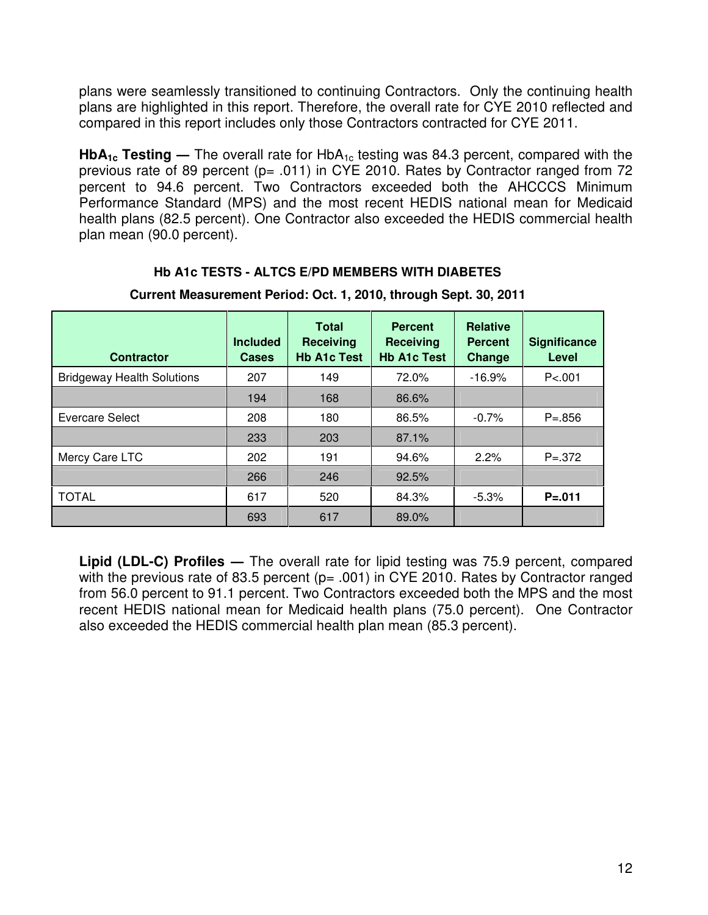plans were seamlessly transitioned to continuing Contractors. Only the continuing health plans are highlighted in this report. Therefore, the overall rate for CYE 2010 reflected and compared in this report includes only those Contractors contracted for CYE 2011.

**$HbA_{1c}$ Testing —** The overall rate for $HbA_{1c}$ testing was 84.3 percent, compared with the previous rate of 89 percent (p= .011) in CYE 2010. Rates by Contractor ranged from 72 percent to 94.6 percent. Two Contractors exceeded both the AHCCCS Minimum Performance Standard (MPS) and the most recent HEDIS national mean for Medicaid health plans (82.5 percent). One Contractor also exceeded the HEDIS commercial health plan mean (90.0 percent).

**Hb A1c TESTS - ALTCS E/PD MEMBERS WITH DIABETES**

**Current Measurement Period: Oct. 1, 2010, through Sept. 30, 2011**

| Contractor | Included Cases | Total Receiving Hb A1c Test | Percent Receiving Hb A1c Test | Relative Percent Change | Significance Level |
|---|---|---|---|---|---|
| Bridgeway Health Solutions | 207 | 149 | 72.0% | -16.9% | P<.001 |
| | 194 | 168 | 86.6% | | |
| Evercare Select | 208 | 180 | 86.5% | -0.7% | P=.856 |
| | 233 | 203 | 87.1% | | |
| Mercy Care LTC | 202 | 191 | 94.6% | 2.2% | P=.372 |
| | 266 | 246 | 92.5% | | |
| TOTAL | 617 | 520 | 84.3% | -5.3% | **P=.011** |
| | 693 | 617 | 89.0% | | |

**Lipid (LDL-C) Profiles —** The overall rate for lipid testing was 75.9 percent, compared with the previous rate of 83.5 percent (p= .001) in CYE 2010. Rates by Contractor ranged from 56.0 percent to 91.1 percent. Two Contractors exceeded both the MPS and the most recent HEDIS national mean for Medicaid health plans (75.0 percent). One Contractor also exceeded the HEDIS commercial health plan mean (85.3 percent).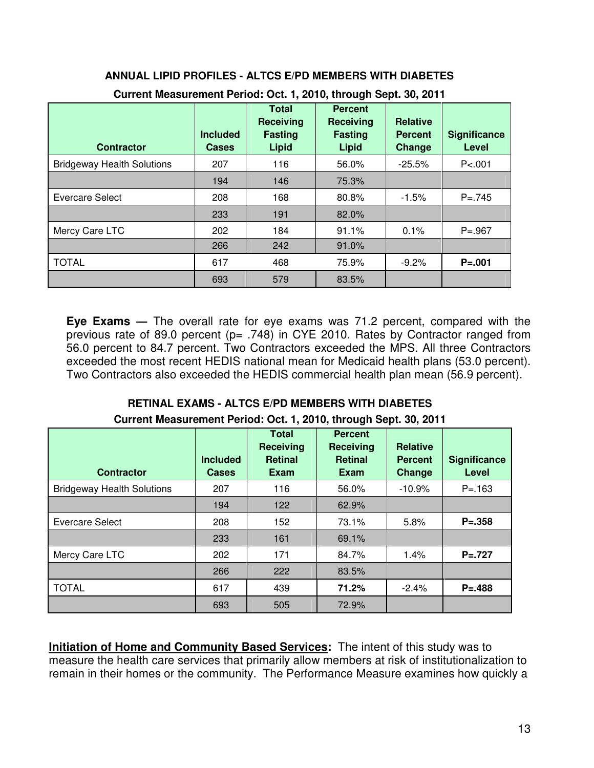**ANNUAL LIPID PROFILES - ALTCS E/PD MEMBERS WITH DIABETES**

**Current Measurement Period: Oct. 1, 2010, through Sept. 30, 2011**

| Contractor | Included Cases | Total Receiving Fasting Lipid | Percent Receiving Fasting Lipid | Relative Percent Change | Significance Level |
|---|---|---|---|---|---|
| Bridgeway Health Solutions | 207 | 116 | 56.0% | -25.5% | P<.001 |
| | 194 | 146 | 75.3% | | |
| Evercare Select | 208 | 168 | 80.8% | -1.5% | P=.745 |
| | 233 | 191 | 82.0% | | |
| Mercy Care LTC | 202 | 184 | 91.1% | 0.1% | P=.967 |
| | 266 | 242 | 91.0% | | |
| TOTAL | 617 | 468 | 75.9% | -9.2% | **P=.001** |
| | 693 | 579 | 83.5% | | |

**Eye Exams —** The overall rate for eye exams was 71.2 percent, compared with the previous rate of 89.0 percent (p= .748) in CYE 2010. Rates by Contractor ranged from 56.0 percent to 84.7 percent. Two Contractors exceeded the MPS. All three Contractors exceeded the most recent HEDIS national mean for Medicaid health plans (53.0 percent). Two Contractors also exceeded the HEDIS commercial health plan mean (56.9 percent).

**RETINAL EXAMS - ALTCS E/PD MEMBERS WITH DIABETES**

**Current Measurement Period: Oct. 1, 2010, through Sept. 30, 2011**

| Contractor | Included Cases | Total Receiving Retinal Exam | Percent Receiving Retinal Exam | Relative Percent Change | Significance Level |
|---|---|---|---|---|---|
| Bridgeway Health Solutions | 207 | 116 | 56.0% | -10.9% | P=.163 |
| | 194 | 122 | 62.9% | | |
| Evercare Select | 208 | 152 | 73.1% | 5.8% | **P=.358** |
| | 233 | 161 | 69.1% | | |
| Mercy Care LTC | 202 | 171 | 84.7% | 1.4% | **P=.727** |
| | 266 | 222 | 83.5% | | |
| TOTAL | 617 | 439 | **71.2%** | -2.4% | **P=.488** |
| | 693 | 505 | 72.9% | | |

**Initiation of Home and Community Based Services:** The intent of this study was to measure the health care services that primarily allow members at risk of institutionalization to remain in their homes or the community. The Performance Measure examines how quickly a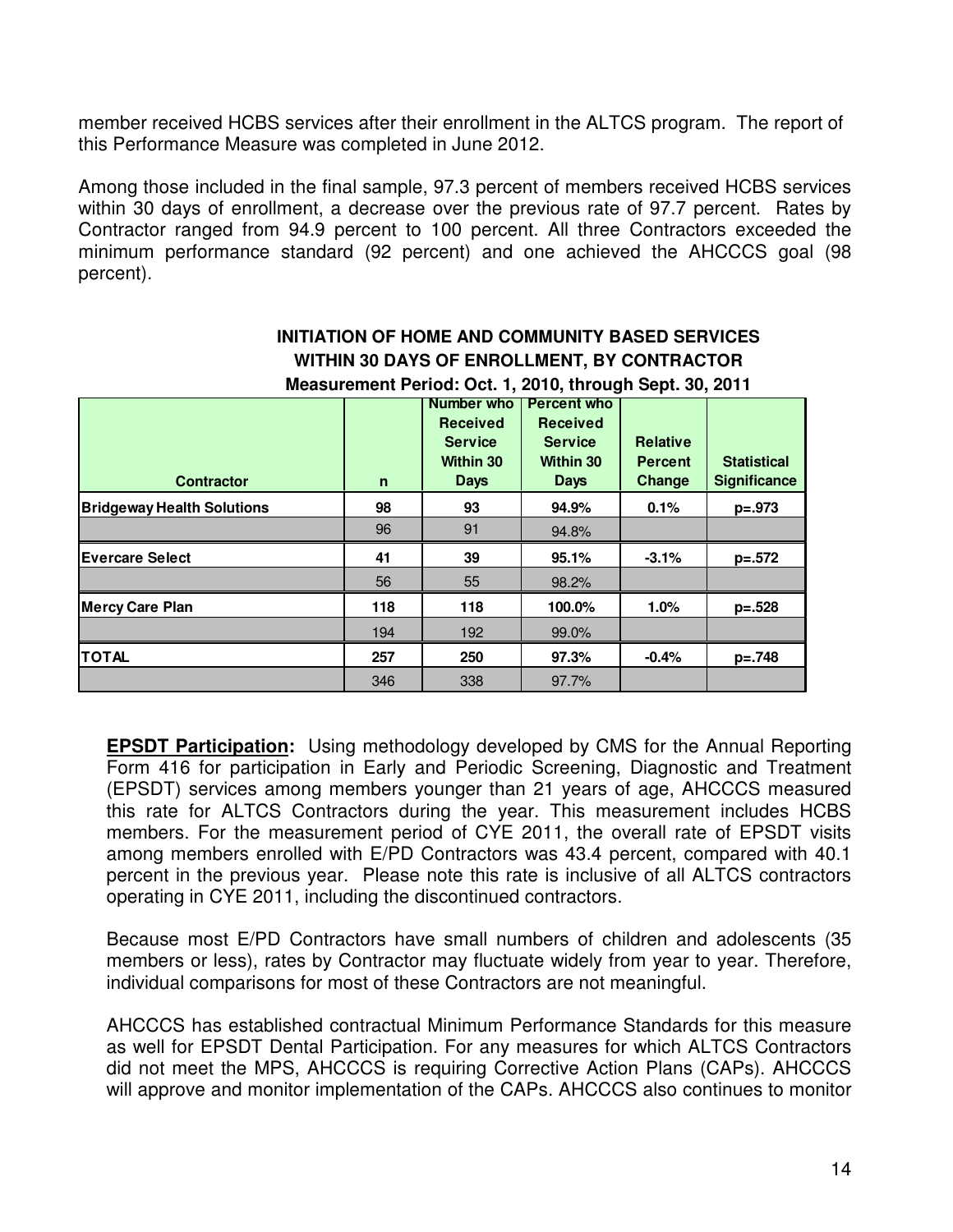member received HCBS services after their enrollment in the ALTCS program. The report of this Performance Measure was completed in June 2012.

Among those included in the final sample, 97.3 percent of members received HCBS services within 30 days of enrollment, a decrease over the previous rate of 97.7 percent. Rates by Contractor ranged from 94.9 percent to 100 percent. All three Contractors exceeded the minimum performance standard (92 percent) and one achieved the AHCCCS goal (98 percent).

**INITIATION OF HOME AND COMMUNITY BASED SERVICES WITHIN 30 DAYS OF ENROLLMENT, BY CONTRACTOR**
**Measurement Period: Oct. 1, 2010, through Sept. 30, 2011**

| Contractor | n | Number who Received Service Within 30 Days | Percent who Received Service Within 30 Days | Relative Percent Change | Statistical Significance |
|---|---|---|---|---|---|
| **Bridgeway Health Solutions** | **98** | **93** | **94.9%** | **0.1%** | **p=.973** |
| | 96 | 91 | 94.8% | | |
| **Evercare Select** | **41** | **39** | **95.1%** | **-3.1%** | **p=.572** |
| | 56 | 55 | 98.2% | | |
| **Mercy Care Plan** | **118** | **118** | **100.0%** | **1.0%** | **p=.528** |
| | 194 | 192 | 99.0% | | |
| **TOTAL** | **257** | **250** | **97.3%** | **-0.4%** | **p=.748** |
| | 346 | 338 | 97.7% | | |

**EPSDT Participation:** Using methodology developed by CMS for the Annual Reporting Form 416 for participation in Early and Periodic Screening, Diagnostic and Treatment (EPSDT) services among members younger than 21 years of age, AHCCCS measured this rate for ALTCS Contractors during the year. This measurement includes HCBS members. For the measurement period of CYE 2011, the overall rate of EPSDT visits among members enrolled with E/PD Contractors was 43.4 percent, compared with 40.1 percent in the previous year. Please note this rate is inclusive of all ALTCS contractors operating in CYE 2011, including the discontinued contractors.

Because most E/PD Contractors have small numbers of children and adolescents (35 members or less), rates by Contractor may fluctuate widely from year to year. Therefore, individual comparisons for most of these Contractors are not meaningful.

AHCCCS has established contractual Minimum Performance Standards for this measure as well for EPSDT Dental Participation. For any measures for which ALTCS Contractors did not meet the MPS, AHCCCS is requiring Corrective Action Plans (CAPs). AHCCCS will approve and monitor implementation of the CAPs. AHCCCS also continues to monitor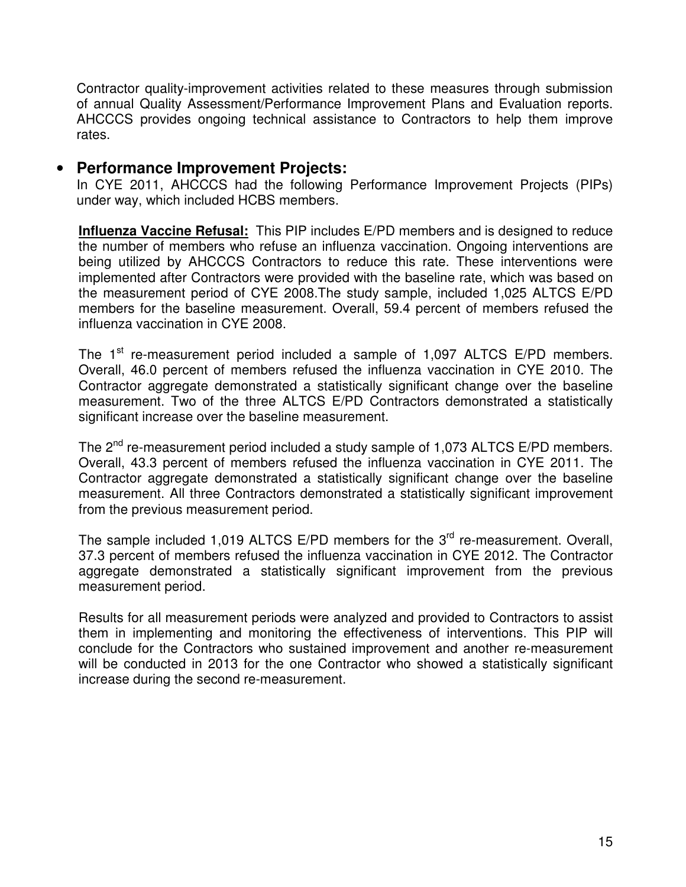Contractor quality-improvement activities related to these measures through submission of annual Quality Assessment/Performance Improvement Plans and Evaluation reports. AHCCCS provides ongoing technical assistance to Contractors to help them improve rates.

- **Performance Improvement Projects:**
  In CYE 2011, AHCCCS had the following Performance Improvement Projects (PIPs) under way, which included HCBS members.

**Influenza Vaccine Refusal:** This PIP includes E/PD members and is designed to reduce the number of members who refuse an influenza vaccination. Ongoing interventions are being utilized by AHCCCS Contractors to reduce this rate. These interventions were implemented after Contractors were provided with the baseline rate, which was based on the measurement period of CYE 2008.The study sample, included 1,025 ALTCS E/PD members for the baseline measurement. Overall, 59.4 percent of members refused the influenza vaccination in CYE 2008.

The 1st re-measurement period included a sample of 1,097 ALTCS E/PD members. Overall, 46.0 percent of members refused the influenza vaccination in CYE 2010. The Contractor aggregate demonstrated a statistically significant change over the baseline measurement. Two of the three ALTCS E/PD Contractors demonstrated a statistically significant increase over the baseline measurement.

The 2nd re-measurement period included a study sample of 1,073 ALTCS E/PD members. Overall, 43.3 percent of members refused the influenza vaccination in CYE 2011. The Contractor aggregate demonstrated a statistically significant change over the baseline measurement. All three Contractors demonstrated a statistically significant improvement from the previous measurement period.

The sample included 1,019 ALTCS E/PD members for the 3rd re-measurement. Overall, 37.3 percent of members refused the influenza vaccination in CYE 2012. The Contractor aggregate demonstrated a statistically significant improvement from the previous measurement period.

Results for all measurement periods were analyzed and provided to Contractors to assist them in implementing and monitoring the effectiveness of interventions. This PIP will conclude for the Contractors who sustained improvement and another re-measurement will be conducted in 2013 for the one Contractor who showed a statistically significant increase during the second re-measurement.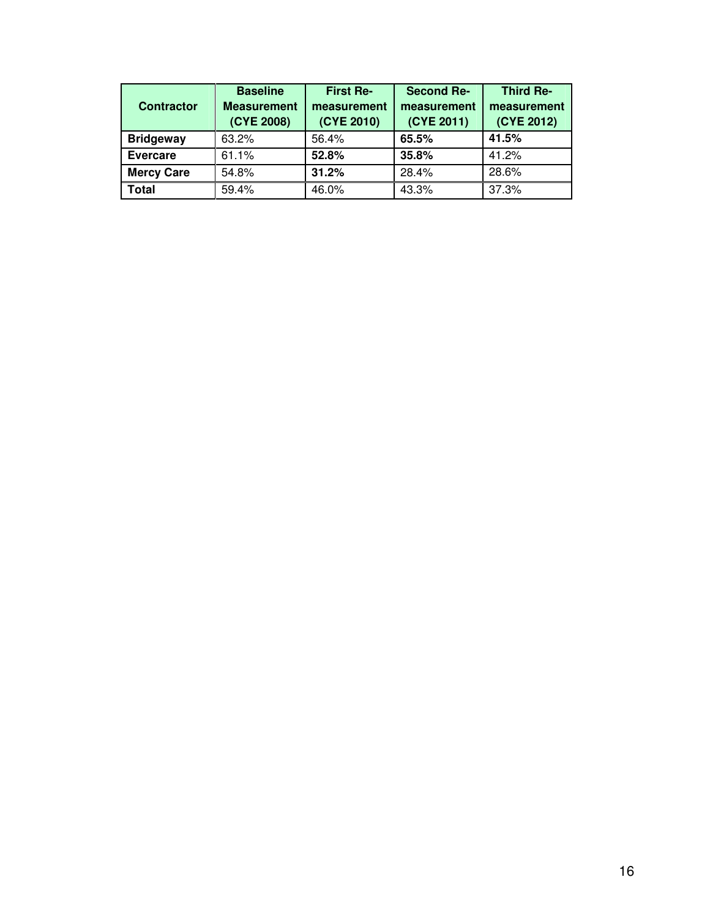| Contractor | Baseline Measurement (CYE 2008) | First Re-measurement (CYE 2010) | Second Re-measurement (CYE 2011) | Third Re-measurement (CYE 2012) |
|---|---|---|---|---|
| **Bridgeway** | 63.2% | 56.4% | **65.5%** | **41.5%** |
| **Evercare** | 61.1% | **52.8%** | **35.8%** | 41.2% |
| **Mercy Care** | 54.8% | **31.2%** | 28.4% | 28.6% |
| **Total** | 59.4% | 46.0% | 43.3% | 37.3% |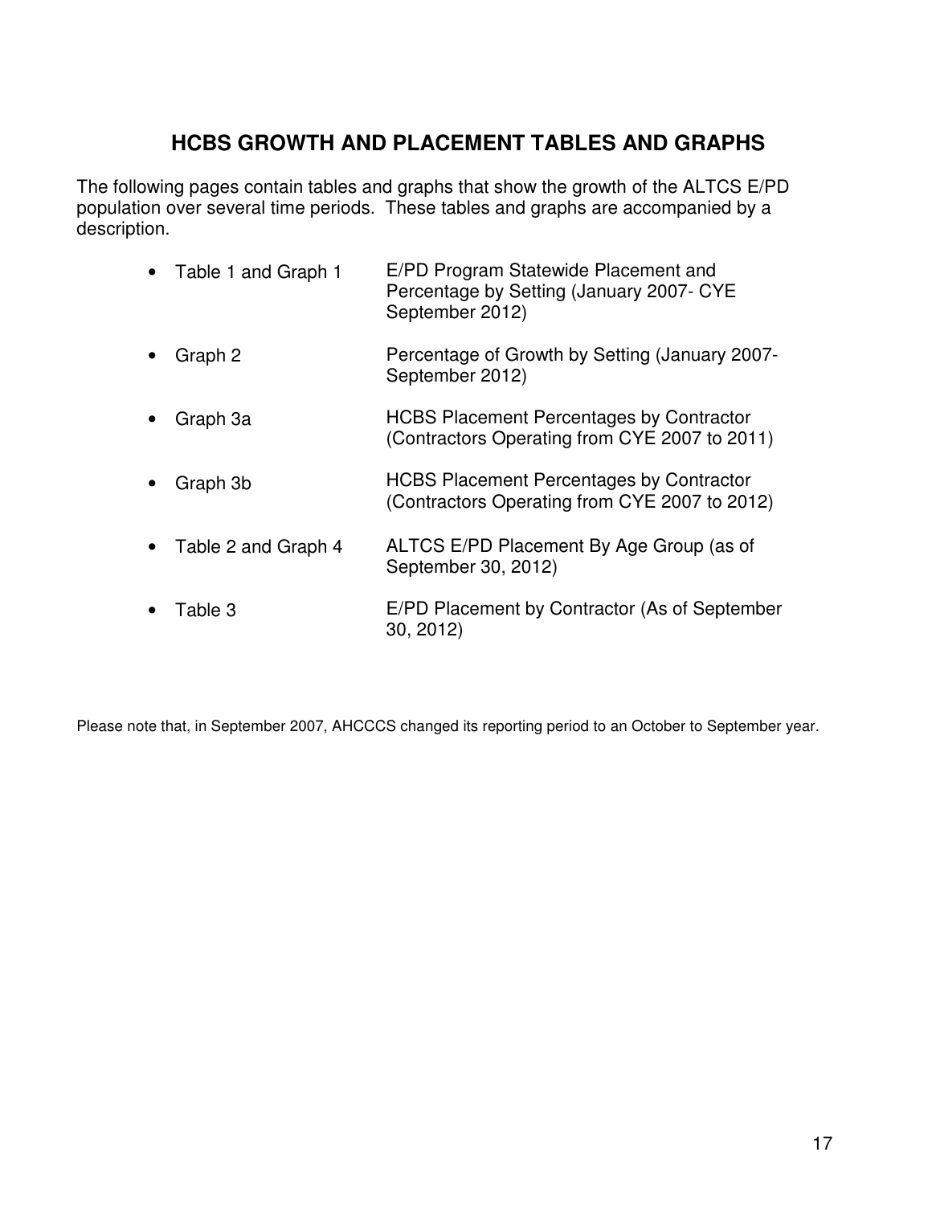## HCBS GROWTH AND PLACEMENT TABLES AND GRAPHS

The following pages contain tables and graphs that show the growth of the ALTCS E/PD population over several time periods. These tables and graphs are accompanied by a description.

- Table 1 and Graph 1 — E/PD Program Statewide Placement and Percentage by Setting (January 2007- CYE September 2012)
- Graph 2 — Percentage of Growth by Setting (January 2007-September 2012)
- Graph 3a — HCBS Placement Percentages by Contractor (Contractors Operating from CYE 2007 to 2011)
- Graph 3b — HCBS Placement Percentages by Contractor (Contractors Operating from CYE 2007 to 2012)
- Table 2 and Graph 4 — ALTCS E/PD Placement By Age Group (as of September 30, 2012)
- Table 3 — E/PD Placement by Contractor (As of September 30, 2012)

Please note that, in September 2007, AHCCCS changed its reporting period to an October to September year.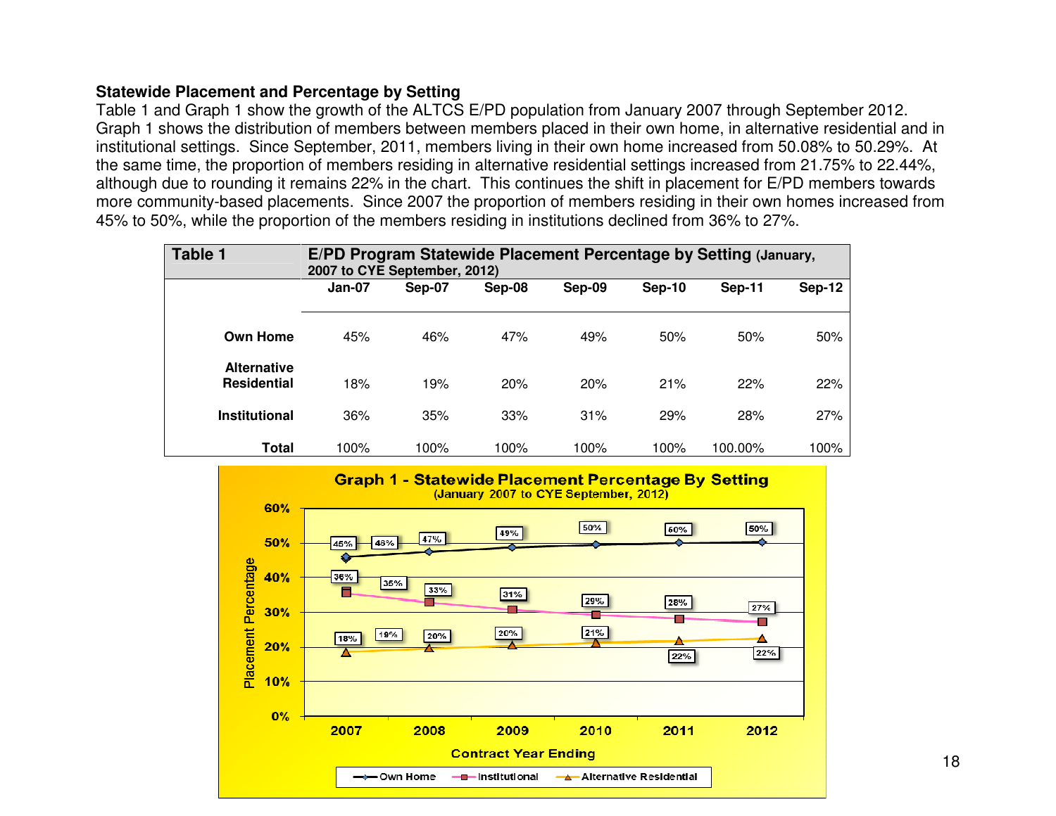**Statewide Placement and Percentage by Setting**

Table 1 and Graph 1 show the growth of the ALTCS E/PD population from January 2007 through September 2012. Graph 1 shows the distribution of members between members placed in their own home, in alternative residential and in institutional settings. Since September, 2011, members living in their own home increased from 50.08% to 50.29%. At the same time, the proportion of members residing in alternative residential settings increased from 21.75% to 22.44%, although due to rounding it remains 22% in the chart. This continues the shift in placement for E/PD members towards more community-based placements. Since 2007 the proportion of members residing in their own homes increased from 45% to 50%, while the proportion of the members residing in institutions declined from 36% to 27%.

| Table 1 | E/PD Program Statewide Placement Percentage by Setting (January, 2007 to CYE September, 2012) | | | | | | |
|---|---|---|---|---|---|---|---|
| | Jan-07 | Sep-07 | Sep-08 | Sep-09 | Sep-10 | Sep-11 | Sep-12 |
| Own Home | 45% | 46% | 47% | 49% | 50% | 50% | 50% |
| Alternative Residential | 18% | 19% | 20% | 20% | 21% | 22% | 22% |
| Institutional | 36% | 35% | 33% | 31% | 29% | 28% | 27% |
| Total | 100% | 100% | 100% | 100% | 100% | 100.00% | 100% |

**Graph 1 - Statewide Placement Percentage By Setting**
(January 2007 to CYE September, 2012)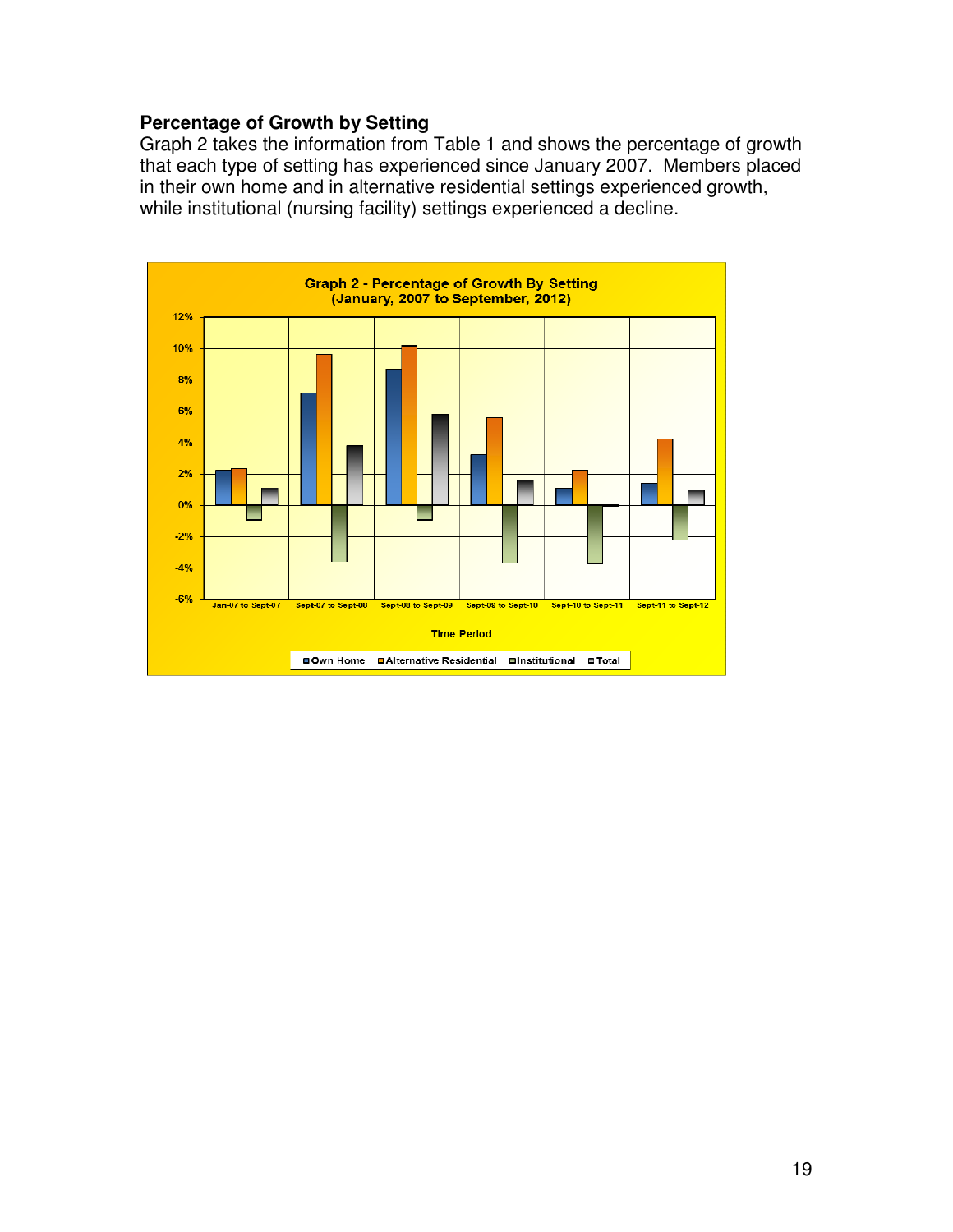**Percentage of Growth by Setting**

Graph 2 takes the information from Table 1 and shows the percentage of growth that each type of setting has experienced since January 2007. Members placed in their own home and in alternative residential settings experienced growth, while institutional (nursing facility) settings experienced a decline.

Graph 2 - Percentage of Growth By Setting
(January, 2007 to September, 2012)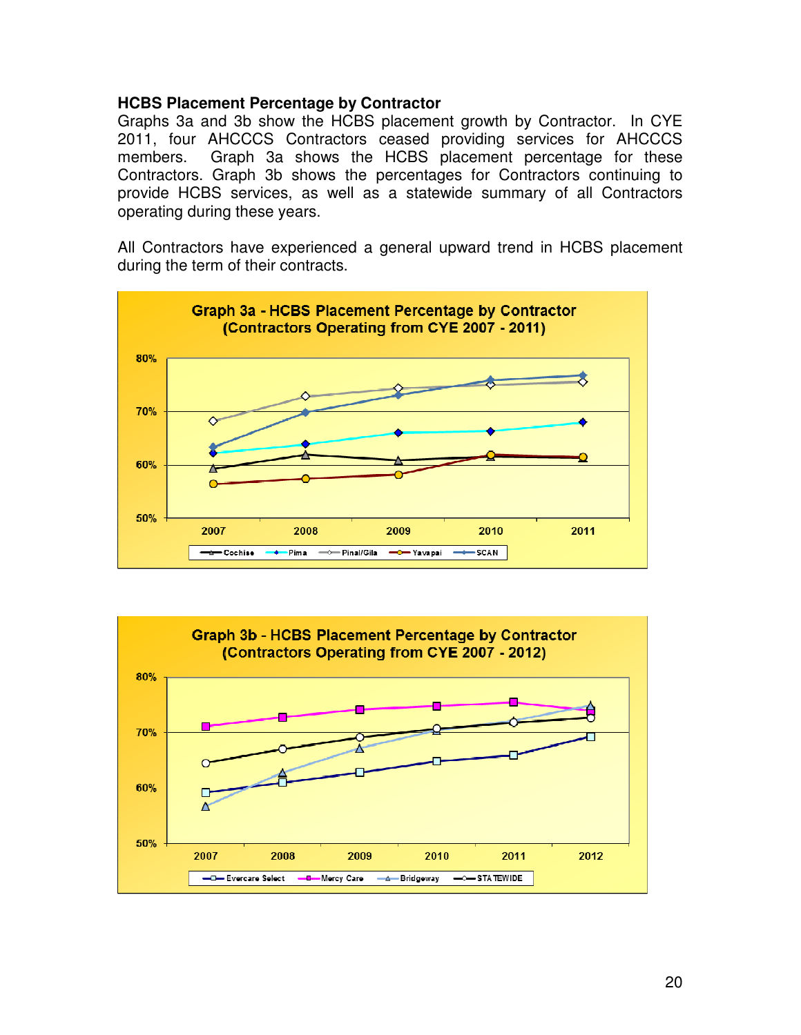### HCBS Placement Percentage by Contractor

Graphs 3a and 3b show the HCBS placement growth by Contractor. In CYE 2011, four AHCCCS Contractors ceased providing services for AHCCCS members. Graph 3a shows the HCBS placement percentage for these Contractors. Graph 3b shows the percentages for Contractors continuing to provide HCBS services, as well as a statewide summary of all Contractors operating during these years.

All Contractors have experienced a general upward trend in HCBS placement during the term of their contracts.

**Graph 3a - HCBS Placement Percentage by Contractor (Contractors Operating from CYE 2007 - 2011)**

**Graph 3b - HCBS Placement Percentage by Contractor (Contractors Operating from CYE 2007 - 2012)**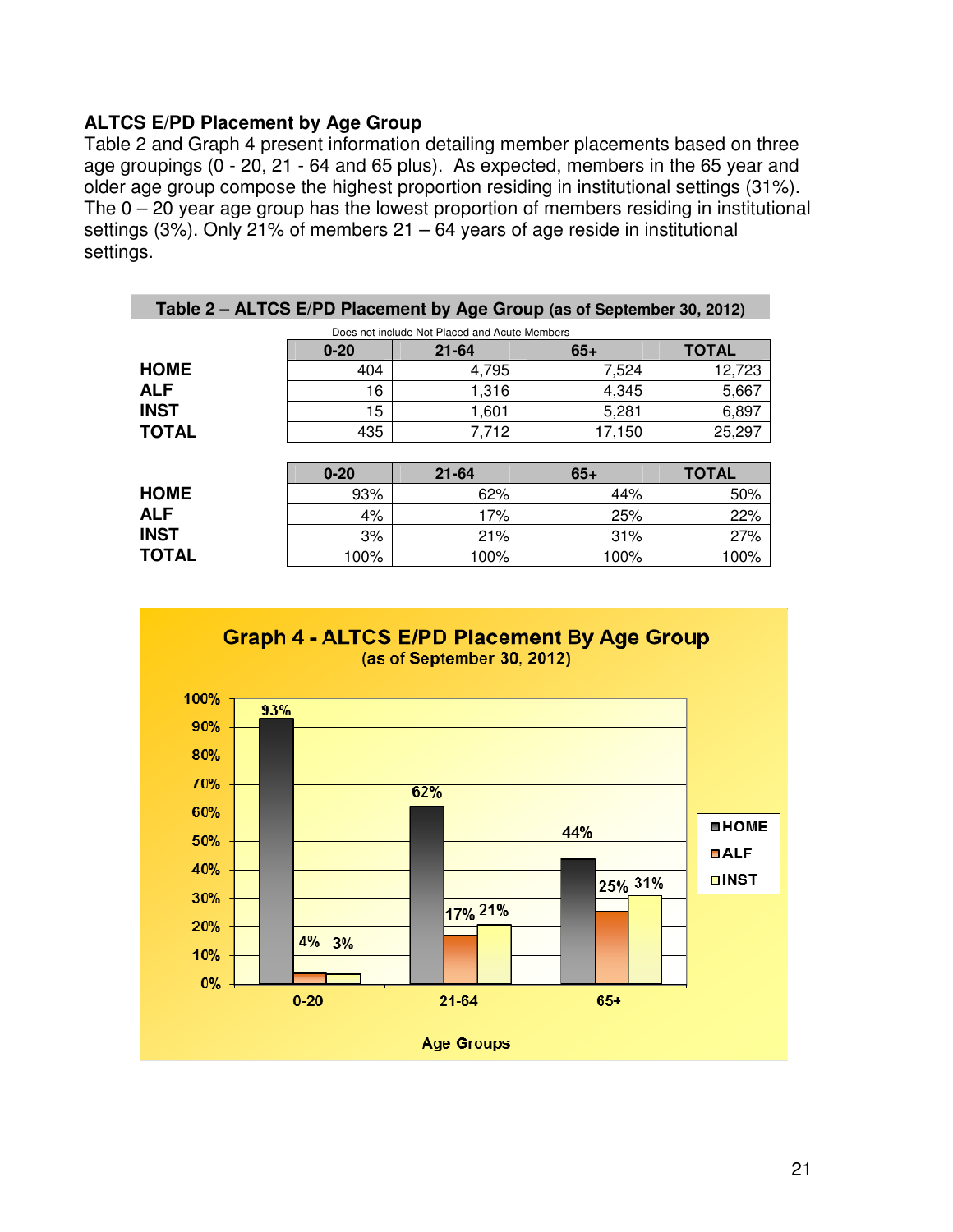### ALTCS E/PD Placement by Age Group

Table 2 and Graph 4 present information detailing member placements based on three age groupings (0 - 20, 21 - 64 and 65 plus). As expected, members in the 65 year and older age group compose the highest proportion residing in institutional settings (31%). The 0 – 20 year age group has the lowest proportion of members residing in institutional settings (3%). Only 21% of members 21 – 64 years of age reside in institutional settings.

**Table 2 – ALTCS E/PD Placement by Age Group (as of September 30, 2012)**

Does not include Not Placed and Acute Members

| | 0-20 | 21-64 | 65+ | TOTAL |
|---|---|---|---|---|
| **HOME** | 404 | 4,795 | 7,524 | 12,723 |
| **ALF** | 16 | 1,316 | 4,345 | 5,667 |
| **INST** | 15 | 1,601 | 5,281 | 6,897 |
| **TOTAL** | 435 | 7,712 | 17,150 | 25,297 |

| | 0-20 | 21-64 | 65+ | TOTAL |
|---|---|---|---|---|
| **HOME** | 93% | 62% | 44% | 50% |
| **ALF** | 4% | 17% | 25% | 22% |
| **INST** | 3% | 21% | 31% | 27% |
| **TOTAL** | 100% | 100% | 100% | 100% |

**Graph 4 - ALTCS E/PD Placement By Age Group**
(as of September 30, 2012)

| Age Groups | HOME | ALF | INST |
|---|---|---|---|
| 0-20 | 93% | 4% | 3% |
| 21-64 | 62% | 17% | 21% |
| 65+ | 44% | 25% | 31% |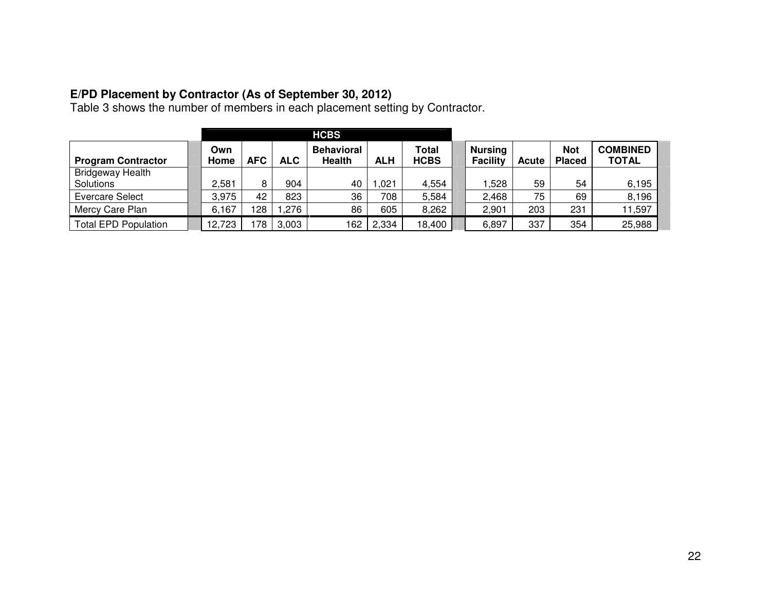**E/PD Placement by Contractor (As of September 30, 2012)**

Table 3 shows the number of members in each placement setting by Contractor.

| | HCBS | | | | | | | | | |
|---|---|---|---|---|---|---|---|---|---|---|
| **Program Contractor** | **Own Home** | **AFC** | **ALC** | **Behavioral Health** | **ALH** | **Total HCBS** | **Nursing Facility** | **Acute** | **Not Placed** | **COMBINED TOTAL** |
| Bridgeway Health Solutions | 2,581 | 8 | 904 | 40 | 1,021 | 4,554 | 1,528 | 59 | 54 | 6,195 |
| Evercare Select | 3,975 | 42 | 823 | 36 | 708 | 5,584 | 2,468 | 75 | 69 | 8,196 |
| Mercy Care Plan | 6,167 | 128 | 1,276 | 86 | 605 | 8,262 | 2,901 | 203 | 231 | 11,597 |
| Total EPD Population | 12,723 | 178 | 3,003 | 162 | 2,334 | 18,400 | 6,897 | 337 | 354 | 25,988 |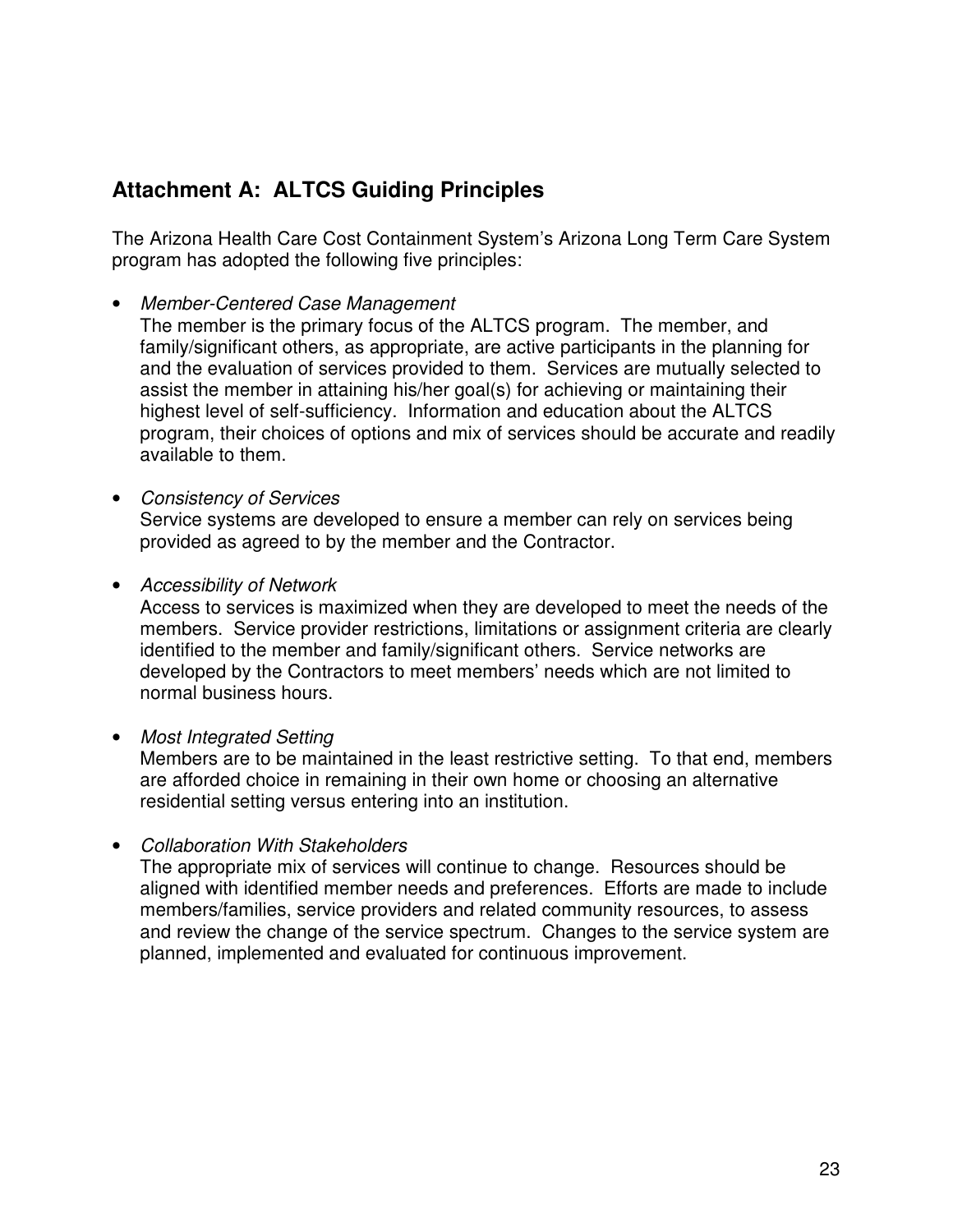## Attachment A: ALTCS Guiding Principles

The Arizona Health Care Cost Containment System's Arizona Long Term Care System program has adopted the following five principles:

- *Member-Centered Case Management*
  The member is the primary focus of the ALTCS program. The member, and family/significant others, as appropriate, are active participants in the planning for and the evaluation of services provided to them. Services are mutually selected to assist the member in attaining his/her goal(s) for achieving or maintaining their highest level of self-sufficiency. Information and education about the ALTCS program, their choices of options and mix of services should be accurate and readily available to them.

- *Consistency of Services*
  Service systems are developed to ensure a member can rely on services being provided as agreed to by the member and the Contractor.

- *Accessibility of Network*
  Access to services is maximized when they are developed to meet the needs of the members. Service provider restrictions, limitations or assignment criteria are clearly identified to the member and family/significant others. Service networks are developed by the Contractors to meet members' needs which are not limited to normal business hours.

- *Most Integrated Setting*
  Members are to be maintained in the least restrictive setting. To that end, members are afforded choice in remaining in their own home or choosing an alternative residential setting versus entering into an institution.

- *Collaboration With Stakeholders*
  The appropriate mix of services will continue to change. Resources should be aligned with identified member needs and preferences. Efforts are made to include members/families, service providers and related community resources, to assess and review the change of the service spectrum. Changes to the service system are planned, implemented and evaluated for continuous improvement.